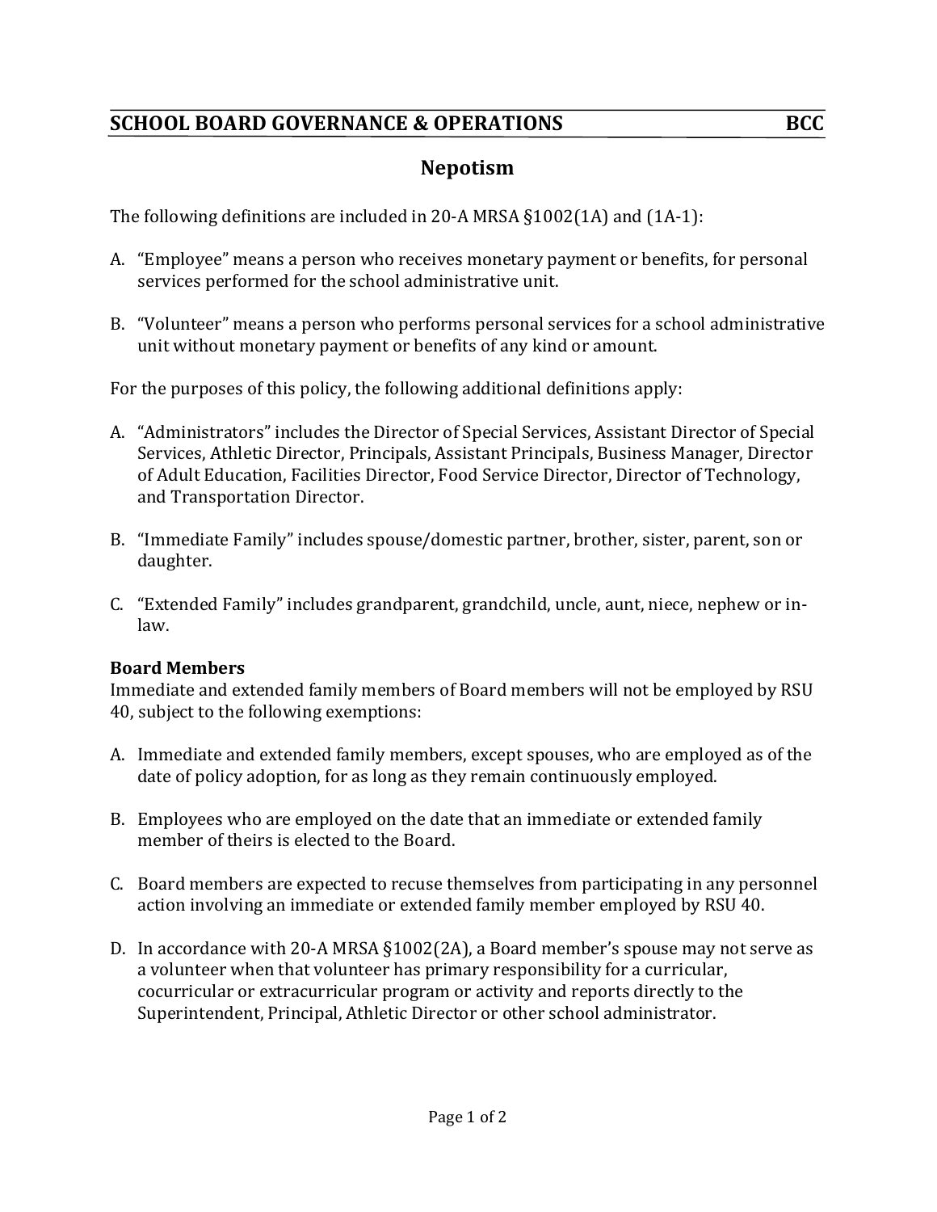## SCHOOL BOARD GOVERNANCE & OPERATIONS — BCC

# Nepotism

The following definitions are included in 20-A MRSA §1002(1A) and (1A-1):

A. "Employee" means a person who receives monetary payment or benefits, for personal services performed for the school administrative unit.

B. "Volunteer" means a person who performs personal services for a school administrative unit without monetary payment or benefits of any kind or amount.

For the purposes of this policy, the following additional definitions apply:

A. "Administrators" includes the Director of Special Services, Assistant Director of Special Services, Athletic Director, Principals, Assistant Principals, Business Manager, Director of Adult Education, Facilities Director, Food Service Director, Director of Technology, and Transportation Director.

B. "Immediate Family" includes spouse/domestic partner, brother, sister, parent, son or daughter.

C. "Extended Family" includes grandparent, grandchild, uncle, aunt, niece, nephew or in-law.

**Board Members**
Immediate and extended family members of Board members will not be employed by RSU 40, subject to the following exemptions:

A. Immediate and extended family members, except spouses, who are employed as of the date of policy adoption, for as long as they remain continuously employed.

B. Employees who are employed on the date that an immediate or extended family member of theirs is elected to the Board.

C. Board members are expected to recuse themselves from participating in any personnel action involving an immediate or extended family member employed by RSU 40.

D. In accordance with 20-A MRSA §1002(2A), a Board member's spouse may not serve as a volunteer when that volunteer has primary responsibility for a curricular, cocurricular or extracurricular program or activity and reports directly to the Superintendent, Principal, Athletic Director or other school administrator.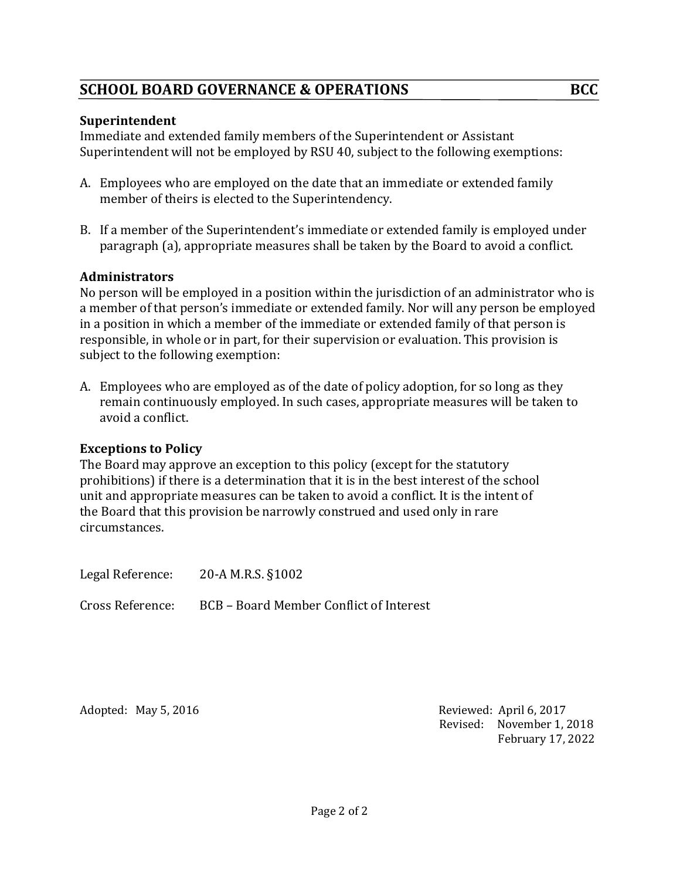### Superintendent

Immediate and extended family members of the Superintendent or Assistant Superintendent will not be employed by RSU 40, subject to the following exemptions:

A. Employees who are employed on the date that an immediate or extended family member of theirs is elected to the Superintendency.

B. If a member of the Superintendent's immediate or extended family is employed under paragraph (a), appropriate measures shall be taken by the Board to avoid a conflict.

### Administrators

No person will be employed in a position within the jurisdiction of an administrator who is a member of that person's immediate or extended family. Nor will any person be employed in a position in which a member of the immediate or extended family of that person is responsible, in whole or in part, for their supervision or evaluation. This provision is subject to the following exemption:

A. Employees who are employed as of the date of policy adoption, for so long as they remain continuously employed. In such cases, appropriate measures will be taken to avoid a conflict.

### Exceptions to Policy

The Board may approve an exception to this policy (except for the statutory prohibitions) if there is a determination that it is in the best interest of the school unit and appropriate measures can be taken to avoid a conflict. It is the intent of the Board that this provision be narrowly construed and used only in rare circumstances.

Legal Reference: 20-A M.R.S. §1002

Cross Reference: BCB – Board Member Conflict of Interest

Adopted: May 5, 2016

Reviewed: April 6, 2017
Revised: November 1, 2018
February 17, 2022